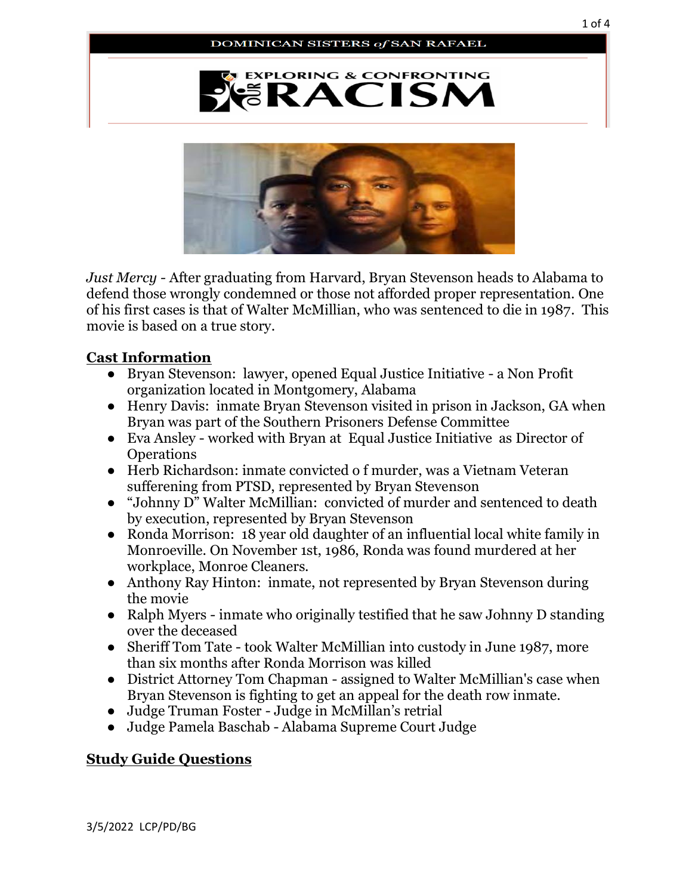DOMINICAN SISTERS of SAN RAFAEL

# EXPLORING & CONFRONTING OUR RACISM

*Just Mercy* - After graduating from Harvard, Bryan Stevenson heads to Alabama to defend those wrongly condemned or those not afforded proper representation. One of his first cases is that of Walter McMillian, who was sentenced to die in 1987. This movie is based on a true story.

## Cast Information

- Bryan Stevenson: lawyer, opened Equal Justice Initiative - a Non Profit organization located in Montgomery, Alabama
- Henry Davis: inmate Bryan Stevenson visited in prison in Jackson, GA when Bryan was part of the Southern Prisoners Defense Committee
- Eva Ansley - worked with Bryan at Equal Justice Initiative as Director of Operations
- Herb Richardson: inmate convicted o f murder, was a Vietnam Veteran sufferening from PTSD, represented by Bryan Stevenson
- "Johnny D" Walter McMillian: convicted of murder and sentenced to death by execution, represented by Bryan Stevenson
- Ronda Morrison: 18 year old daughter of an influential local white family in Monroeville. On November 1st, 1986, Ronda was found murdered at her workplace, Monroe Cleaners.
- Anthony Ray Hinton: inmate, not represented by Bryan Stevenson during the movie
- Ralph Myers - inmate who originally testified that he saw Johnny D standing over the deceased
- Sheriff Tom Tate - took Walter McMillian into custody in June 1987, more than six months after Ronda Morrison was killed
- District Attorney Tom Chapman - assigned to Walter McMillian's case when Bryan Stevenson is fighting to get an appeal for the death row inmate.
- Judge Truman Foster - Judge in McMillan's retrial
- Judge Pamela Baschab - Alabama Supreme Court Judge

## Study Guide Questions

3/5/2022 LCP/PD/BG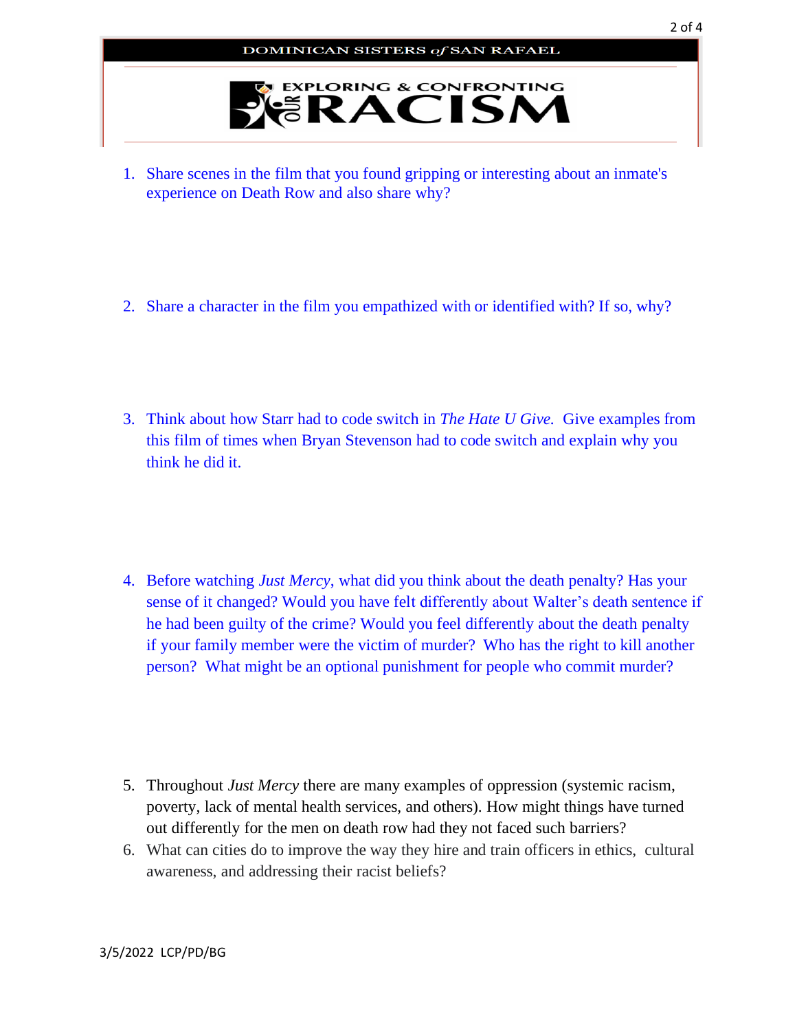DOMINICAN SISTERS *of* SAN RAFAEL

# EXPLORING & CONFRONTING OUR RACISM

1. Share scenes in the film that you found gripping or interesting about an inmate's experience on Death Row and also share why?

2. Share a character in the film you empathized with or identified with? If so, why?

3. Think about how Starr had to code switch in *The Hate U Give.* Give examples from this film of times when Bryan Stevenson had to code switch and explain why you think he did it.

4. Before watching *Just Mercy*, what did you think about the death penalty? Has your sense of it changed? Would you have felt differently about Walter's death sentence if he had been guilty of the crime? Would you feel differently about the death penalty if your family member were the victim of murder? Who has the right to kill another person? What might be an optional punishment for people who commit murder?

5. Throughout *Just Mercy* there are many examples of oppression (systemic racism, poverty, lack of mental health services, and others). How might things have turned out differently for the men on death row had they not faced such barriers?
6. What can cities do to improve the way they hire and train officers in ethics, cultural awareness, and addressing their racist beliefs?

3/5/2022 LCP/PD/BG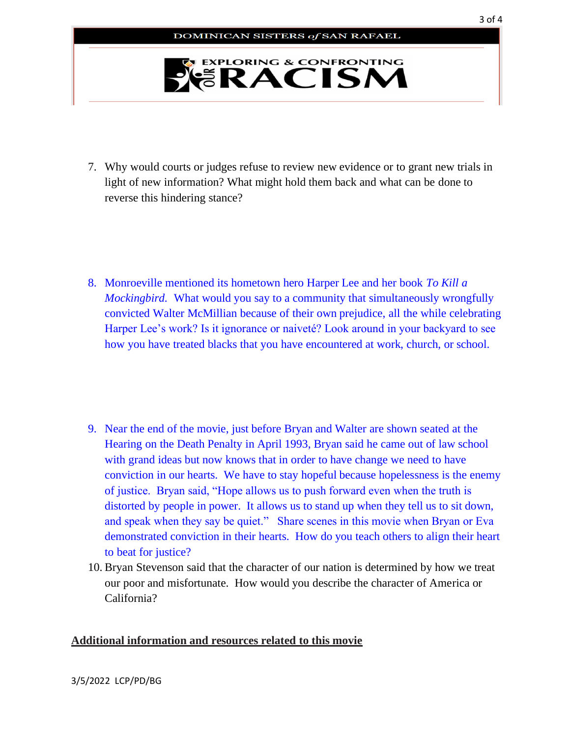7. Why would courts or judges refuse to review new evidence or to grant new trials in light of new information? What might hold them back and what can be done to reverse this hindering stance?

8. Monroeville mentioned its hometown hero Harper Lee and her book *To Kill a Mockingbird.* What would you say to a community that simultaneously wrongfully convicted Walter McMillian because of their own prejudice, all the while celebrating Harper Lee's work? Is it ignorance or naiveté? Look around in your backyard to see how you have treated blacks that you have encountered at work, church, or school.

9. Near the end of the movie, just before Bryan and Walter are shown seated at the Hearing on the Death Penalty in April 1993, Bryan said he came out of law school with grand ideas but now knows that in order to have change we need to have conviction in our hearts. We have to stay hopeful because hopelessness is the enemy of justice. Bryan said, "Hope allows us to push forward even when the truth is distorted by people in power. It allows us to stand up when they tell us to sit down, and speak when they say be quiet." Share scenes in this movie when Bryan or Eva demonstrated conviction in their hearts. How do you teach others to align their heart to beat for justice?

10. Bryan Stevenson said that the character of our nation is determined by how we treat our poor and misfortunate. How would you describe the character of America or California?

**Additional information and resources related to this movie**

3/5/2022 LCP/PD/BG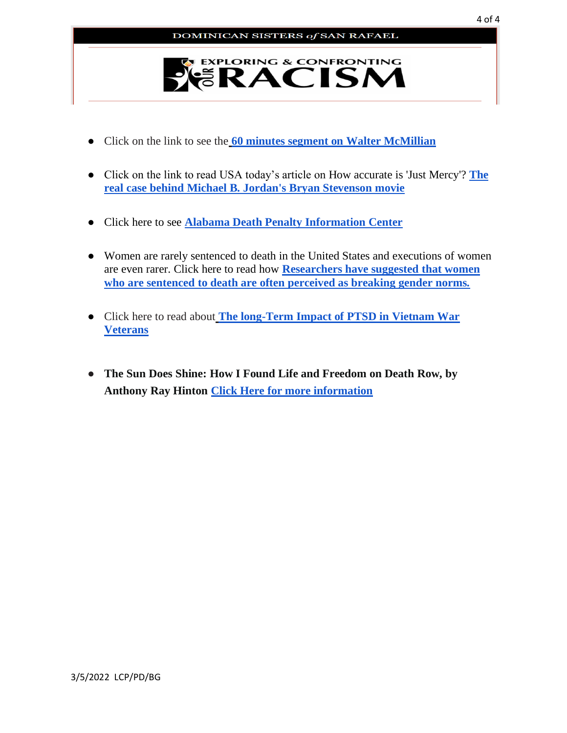DOMINICAN SISTERS of SAN RAFAEL

EXPLORING & CONFRONTING OUR RACISM

- Click on the link to see the **60 minutes segment on Walter McMillian**

- Click on the link to read USA today's article on How accurate is 'Just Mercy'? **The real case behind Michael B. Jordan's Bryan Stevenson movie**

- Click here to see **Alabama Death Penalty Information Center**

- Women are rarely sentenced to death in the United States and executions of women are even rarer. Click here to read how **Researchers have suggested that women who are sentenced to death are often perceived as breaking gender norms.**

- Click here to read about **The long-Term Impact of PTSD in Vietnam War Veterans**

- **The Sun Does Shine: How I Found Life and Freedom on Death Row, by Anthony Ray Hinton** Click Here for more information

3/5/2022 LCP/PD/BG